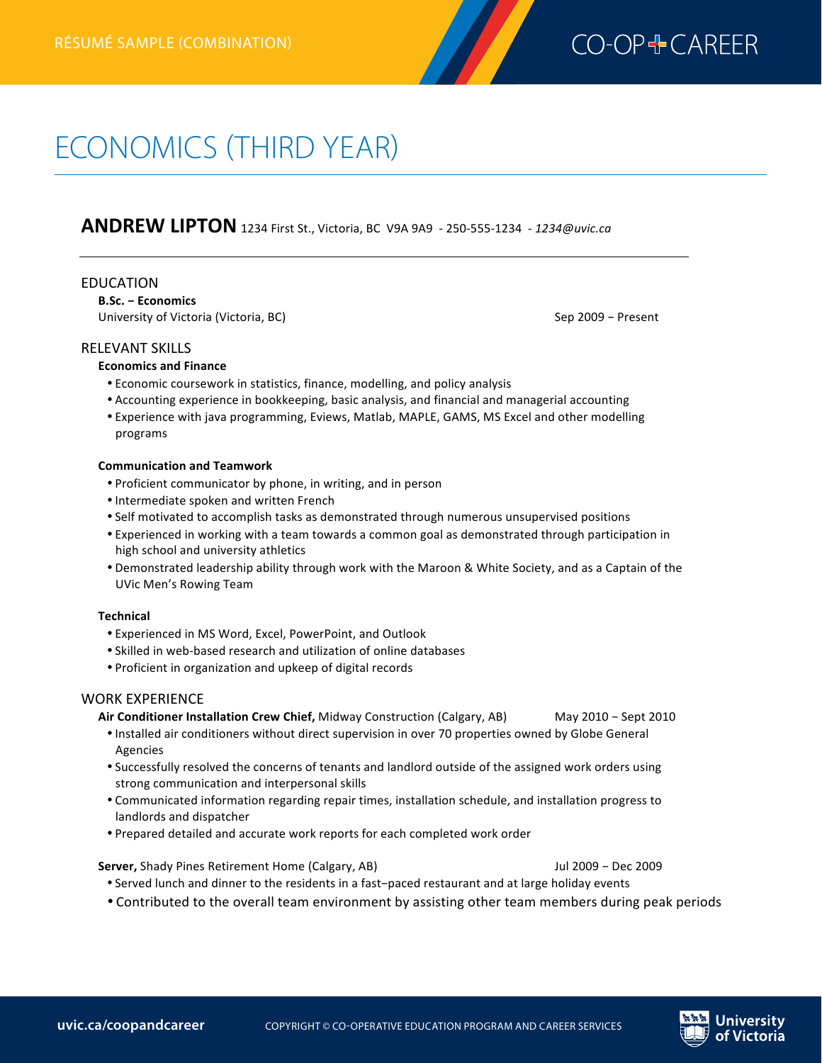RÉSUMÉ SAMPLE (COMBINATION)

# ECONOMICS (THIRD YEAR)

## ANDREW LIPTON

1234 First St., Victoria, BC V9A 9A9 - 250-555-1234 - *1234@uvic.ca*

### EDUCATION

**B.Sc. – Economics**
University of Victoria (Victoria, BC) — Sep 2009 – Present

### RELEVANT SKILLS

**Economics and Finance**

- Economic coursework in statistics, finance, modelling, and policy analysis
- Accounting experience in bookkeeping, basic analysis, and financial and managerial accounting
- Experience with java programming, Eviews, Matlab, MAPLE, GAMS, MS Excel and other modelling programs

**Communication and Teamwork**

- Proficient communicator by phone, in writing, and in person
- Intermediate spoken and written French
- Self motivated to accomplish tasks as demonstrated through numerous unsupervised positions
- Experienced in working with a team towards a common goal as demonstrated through participation in high school and university athletics
- Demonstrated leadership ability through work with the Maroon & White Society, and as a Captain of the UVic Men's Rowing Team

**Technical**

- Experienced in MS Word, Excel, PowerPoint, and Outlook
- Skilled in web-based research and utilization of online databases
- Proficient in organization and upkeep of digital records

### WORK EXPERIENCE

**Air Conditioner Installation Crew Chief,** Midway Construction (Calgary, AB) — May 2010 – Sept 2010

- Installed air conditioners without direct supervision in over 70 properties owned by Globe General Agencies
- Successfully resolved the concerns of tenants and landlord outside of the assigned work orders using strong communication and interpersonal skills
- Communicated information regarding repair times, installation schedule, and installation progress to landlords and dispatcher
- Prepared detailed and accurate work reports for each completed work order

**Server,** Shady Pines Retirement Home (Calgary, AB) — Jul 2009 – Dec 2009

- Served lunch and dinner to the residents in a fast-paced restaurant and at large holiday events
- Contributed to the overall team environment by assisting other team members during peak periods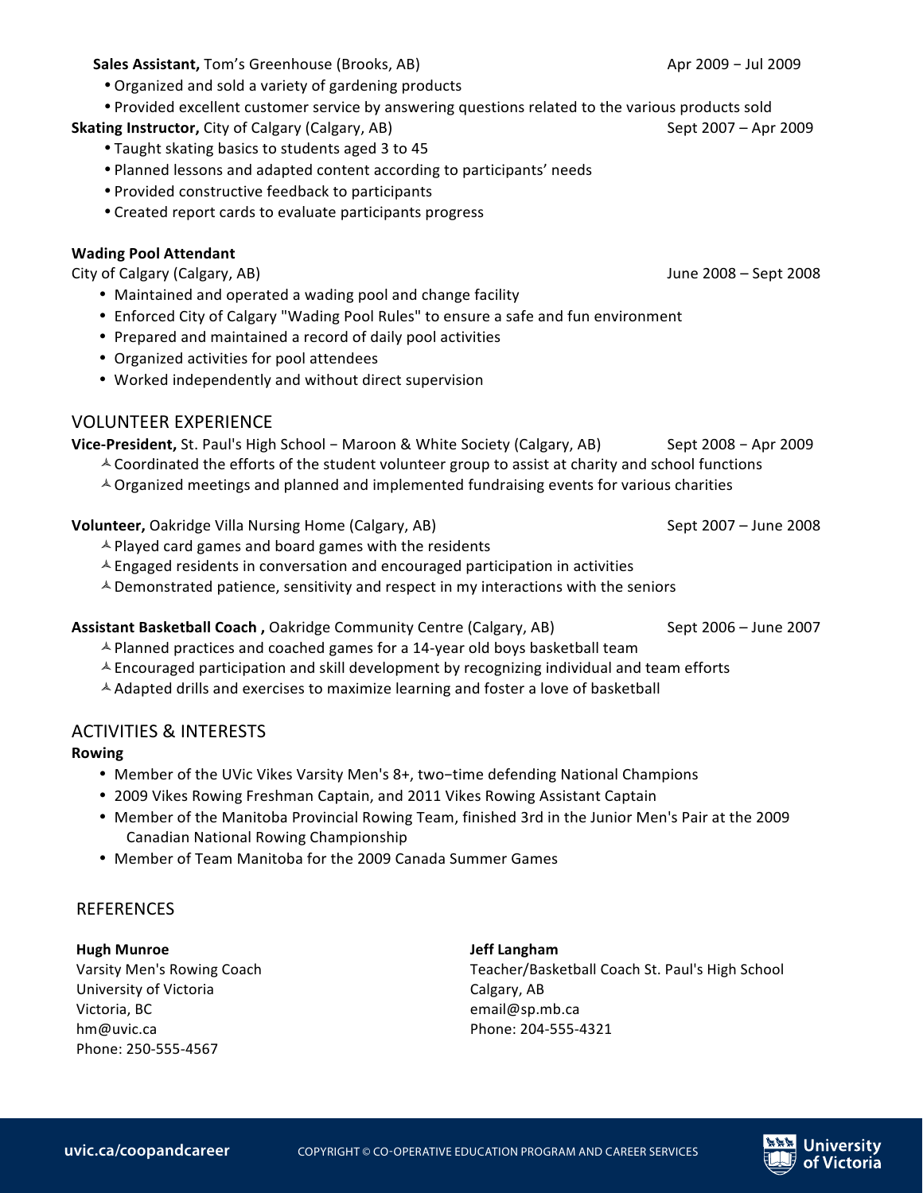**Sales Assistant,** Tom's Greenhouse (Brooks, AB) Apr 2009 – Jul 2009

- Organized and sold a variety of gardening products
- Provided excellent customer service by answering questions related to the various products sold

**Skating Instructor,** City of Calgary (Calgary, AB) Sept 2007 – Apr 2009

- Taught skating basics to students aged 3 to 45
- Planned lessons and adapted content according to participants' needs
- Provided constructive feedback to participants
- Created report cards to evaluate participants progress

**Wading Pool Attendant**
City of Calgary (Calgary, AB) June 2008 – Sept 2008

- Maintained and operated a wading pool and change facility
- Enforced City of Calgary "Wading Pool Rules" to ensure a safe and fun environment
- Prepared and maintained a record of daily pool activities
- Organized activities for pool attendees
- Worked independently and without direct supervision

## VOLUNTEER EXPERIENCE

**Vice-President,** St. Paul's High School – Maroon & White Society (Calgary, AB) Sept 2008 – Apr 2009

- Coordinated the efforts of the student volunteer group to assist at charity and school functions
- Organized meetings and planned and implemented fundraising events for various charities

**Volunteer,** Oakridge Villa Nursing Home (Calgary, AB) Sept 2007 – June 2008

- Played card games and board games with the residents
- Engaged residents in conversation and encouraged participation in activities
- Demonstrated patience, sensitivity and respect in my interactions with the seniors

**Assistant Basketball Coach ,** Oakridge Community Centre (Calgary, AB) Sept 2006 – June 2007

- Planned practices and coached games for a 14-year old boys basketball team
- Encouraged participation and skill development by recognizing individual and team efforts
- Adapted drills and exercises to maximize learning and foster a love of basketball

## ACTIVITIES & INTERESTS

**Rowing**

- Member of the UVic Vikes Varsity Men's 8+, two-time defending National Champions
- 2009 Vikes Rowing Freshman Captain, and 2011 Vikes Rowing Assistant Captain
- Member of the Manitoba Provincial Rowing Team, finished 3rd in the Junior Men's Pair at the 2009 Canadian National Rowing Championship
- Member of Team Manitoba for the 2009 Canada Summer Games

## REFERENCES

**Hugh Munroe**
Varsity Men's Rowing Coach
University of Victoria
Victoria, BC
hm@uvic.ca
Phone: 250-555-4567

**Jeff Langham**
Teacher/Basketball Coach St. Paul's High School
Calgary, AB
email@sp.mb.ca
Phone: 204-555-4321